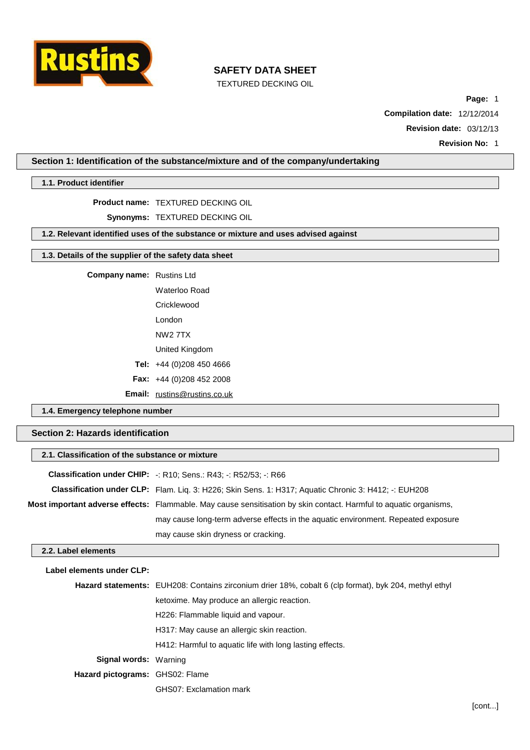# SAFETY DATA SHEET

TEXTURED DECKING OIL

**Page:** 1

**Compilation date:** 12/12/2014

**Revision date:** 03/12/13

**Revision No:** 1

## Section 1: Identification of the substance/mixture and of the company/undertaking

### 1.1. Product identifier

**Product name:** TEXTURED DECKING OIL

**Synonyms:** TEXTURED DECKING OIL

### 1.2. Relevant identified uses of the substance or mixture and uses advised against

### 1.3. Details of the supplier of the safety data sheet

**Company name:** Rustins Ltd
Waterloo Road
Cricklewood
London
NW2 7TX
United Kingdom

**Tel:** +44 (0)208 450 4666

**Fax:** +44 (0)208 452 2008

**Email:** rustins@rustins.co.uk

### 1.4. Emergency telephone number

## Section 2: Hazards identification

### 2.1. Classification of the substance or mixture

**Classification under CHIP:** -: R10; Sens.: R43; -: R52/53; -: R66

**Classification under CLP:** Flam. Liq. 3: H226; Skin Sens. 1: H317; Aquatic Chronic 3: H412; -: EUH208

**Most important adverse effects:** Flammable. May cause sensitisation by skin contact. Harmful to aquatic organisms, may cause long-term adverse effects in the aquatic environment. Repeated exposure may cause skin dryness or cracking.

### 2.2. Label elements

**Label elements under CLP:**

**Hazard statements:** EUH208: Contains zirconium drier 18%, cobalt 6 (clp format), byk 204, methyl ethyl ketoxime. May produce an allergic reaction.
H226: Flammable liquid and vapour.
H317: May cause an allergic skin reaction.
H412: Harmful to aquatic life with long lasting effects.

**Signal words:** Warning

**Hazard pictograms:** GHS02: Flame
GHS07: Exclamation mark

[cont...]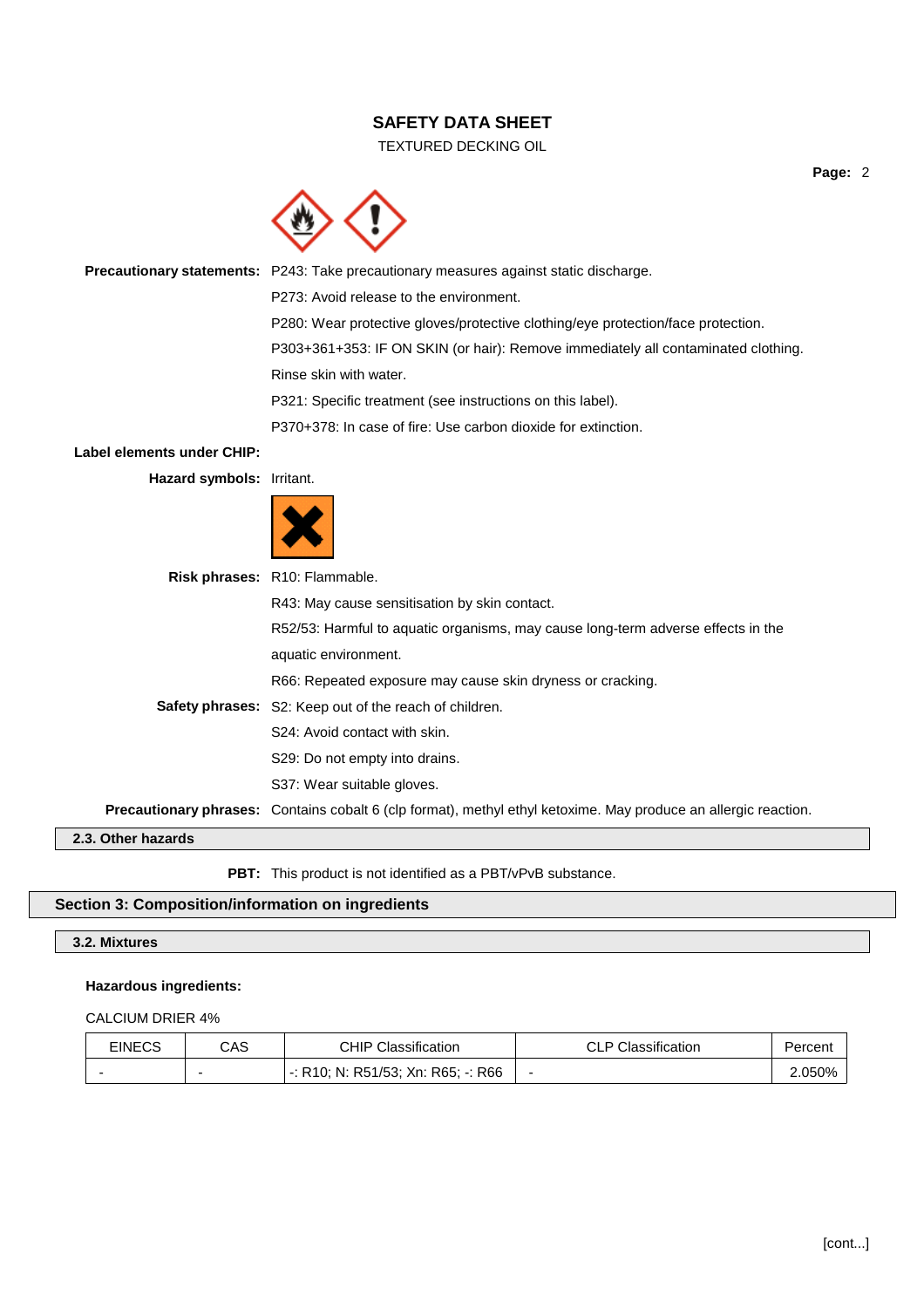**Precautionary statements:** P243: Take precautionary measures against static discharge.

P273: Avoid release to the environment.

P280: Wear protective gloves/protective clothing/eye protection/face protection.

P303+361+353: IF ON SKIN (or hair): Remove immediately all contaminated clothing. Rinse skin with water.

P321: Specific treatment (see instructions on this label).

P370+378: In case of fire: Use carbon dioxide for extinction.

**Label elements under CHIP:**

**Hazard symbols:** Irritant.

**Risk phrases:** R10: Flammable.

R43: May cause sensitisation by skin contact.

R52/53: Harmful to aquatic organisms, may cause long-term adverse effects in the aquatic environment.

R66: Repeated exposure may cause skin dryness or cracking.

**Safety phrases:** S2: Keep out of the reach of children.

S24: Avoid contact with skin.

S29: Do not empty into drains.

S37: Wear suitable gloves.

**Precautionary phrases:** Contains cobalt 6 (clp format), methyl ethyl ketoxime. May produce an allergic reaction.

### 2.3. Other hazards

**PBT:** This product is not identified as a PBT/vPvB substance.

## Section 3: Composition/information on ingredients

### 3.2. Mixtures

**Hazardous ingredients:**

CALCIUM DRIER 4%

| EINECS | CAS | CHIP Classification | CLP Classification | Percent |
|---|---|---|---|---|
| - | - | -: R10; N: R51/53; Xn: R65; -: R66 | - | 2.050% |

[cont...]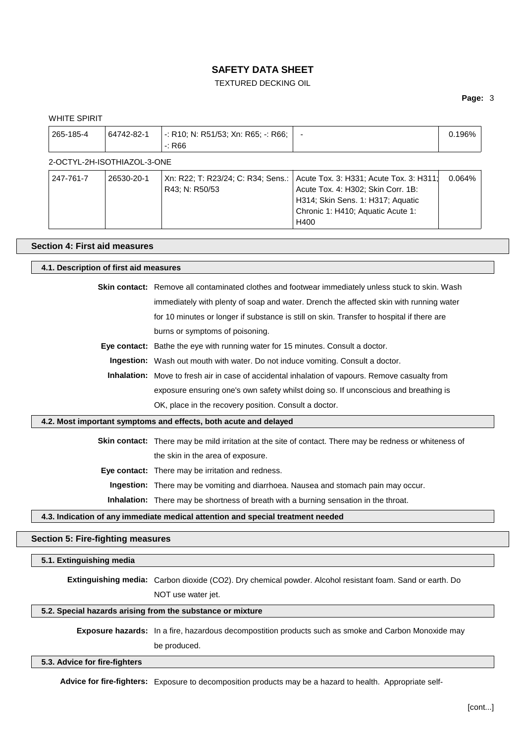WHITE SPIRIT

| | | | | |
|---|---|---|---|---|
| 265-185-4 | 64742-82-1 | -: R10; N: R51/53; Xn: R65; -: R66; -: R66 | - | 0.196% |

2-OCTYL-2H-ISOTHIAZOL-3-ONE

| | | | | |
|---|---|---|---|---|
| 247-761-7 | 26530-20-1 | Xn: R22; T: R23/24; C: R34; Sens.: R43; N: R50/53 | Acute Tox. 3: H331; Acute Tox. 3: H311; Acute Tox. 4: H302; Skin Corr. 1B: H314; Skin Sens. 1: H317; Aquatic Chronic 1: H410; Aquatic Acute 1: H400 | 0.064% |

## Section 4: First aid measures

### 4.1. Description of first aid measures

**Skin contact:** Remove all contaminated clothes and footwear immediately unless stuck to skin. Wash immediately with plenty of soap and water. Drench the affected skin with running water for 10 minutes or longer if substance is still on skin. Transfer to hospital if there are burns or symptoms of poisoning.

**Eye contact:** Bathe the eye with running water for 15 minutes. Consult a doctor.

**Ingestion:** Wash out mouth with water. Do not induce vomiting. Consult a doctor.

**Inhalation:** Move to fresh air in case of accidental inhalation of vapours. Remove casualty from exposure ensuring one's own safety whilst doing so. If unconscious and breathing is OK, place in the recovery position. Consult a doctor.

### 4.2. Most important symptoms and effects, both acute and delayed

**Skin contact:** There may be mild irritation at the site of contact. There may be redness or whiteness of the skin in the area of exposure.

**Eye contact:** There may be irritation and redness.

**Ingestion:** There may be vomiting and diarrhoea. Nausea and stomach pain may occur.

**Inhalation:** There may be shortness of breath with a burning sensation in the throat.

### 4.3. Indication of any immediate medical attention and special treatment needed

## Section 5: Fire-fighting measures

### 5.1. Extinguishing media

**Extinguishing media:** Carbon dioxide ($CO_2$). Dry chemical powder. Alcohol resistant foam. Sand or earth. Do NOT use water jet.

### 5.2. Special hazards arising from the substance or mixture

**Exposure hazards:** In a fire, hazardous decompostition products such as smoke and Carbon Monoxide may be produced.

### 5.3. Advice for fire-fighters

**Advice for fire-fighters:** Exposure to decomposition products may be a hazard to health. Appropriate self-

[cont...]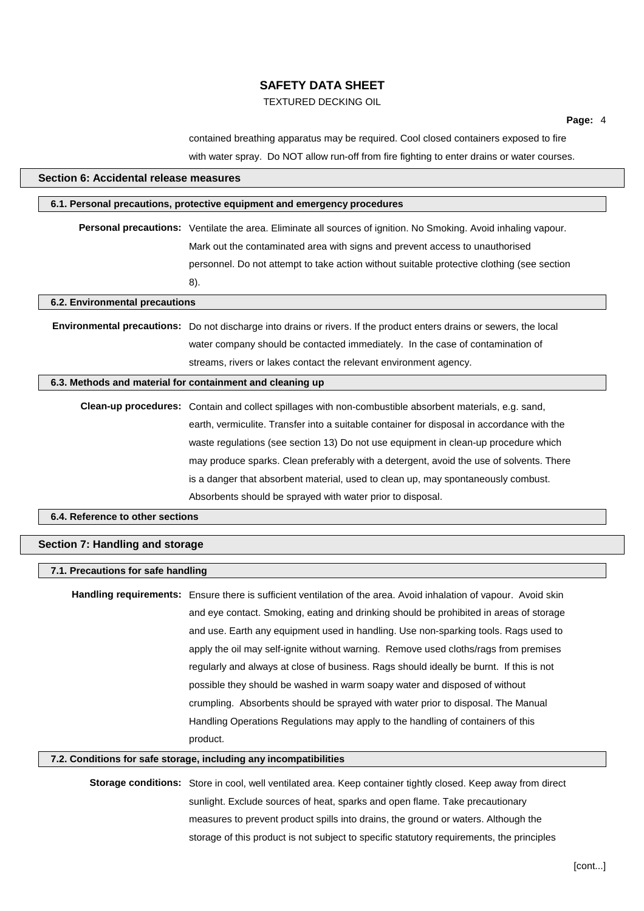contained breathing apparatus may be required. Cool closed containers exposed to fire with water spray. Do NOT allow run-off from fire fighting to enter drains or water courses.

## Section 6: Accidental release measures

### 6.1. Personal precautions, protective equipment and emergency procedures

**Personal precautions:** Ventilate the area. Eliminate all sources of ignition. No Smoking. Avoid inhaling vapour. Mark out the contaminated area with signs and prevent access to unauthorised personnel. Do not attempt to take action without suitable protective clothing (see section 8).

### 6.2. Environmental precautions

**Environmental precautions:** Do not discharge into drains or rivers. If the product enters drains or sewers, the local water company should be contacted immediately. In the case of contamination of streams, rivers or lakes contact the relevant environment agency.

### 6.3. Methods and material for containment and cleaning up

**Clean-up procedures:** Contain and collect spillages with non-combustible absorbent materials, e.g. sand, earth, vermiculite. Transfer into a suitable container for disposal in accordance with the waste regulations (see section 13) Do not use equipment in clean-up procedure which may produce sparks. Clean preferably with a detergent, avoid the use of solvents. There is a danger that absorbent material, used to clean up, may spontaneously combust. Absorbents should be sprayed with water prior to disposal.

### 6.4. Reference to other sections

## Section 7: Handling and storage

### 7.1. Precautions for safe handling

**Handling requirements:** Ensure there is sufficient ventilation of the area. Avoid inhalation of vapour. Avoid skin and eye contact. Smoking, eating and drinking should be prohibited in areas of storage and use. Earth any equipment used in handling. Use non-sparking tools. Rags used to apply the oil may self-ignite without warning. Remove used cloths/rags from premises regularly and always at close of business. Rags should ideally be burnt. If this is not possible they should be washed in warm soapy water and disposed of without crumpling. Absorbents should be sprayed with water prior to disposal. The Manual Handling Operations Regulations may apply to the handling of containers of this product.

### 7.2. Conditions for safe storage, including any incompatibilities

**Storage conditions:** Store in cool, well ventilated area. Keep container tightly closed. Keep away from direct sunlight. Exclude sources of heat, sparks and open flame. Take precautionary measures to prevent product spills into drains, the ground or waters. Although the storage of this product is not subject to specific statutory requirements, the principles

[cont...]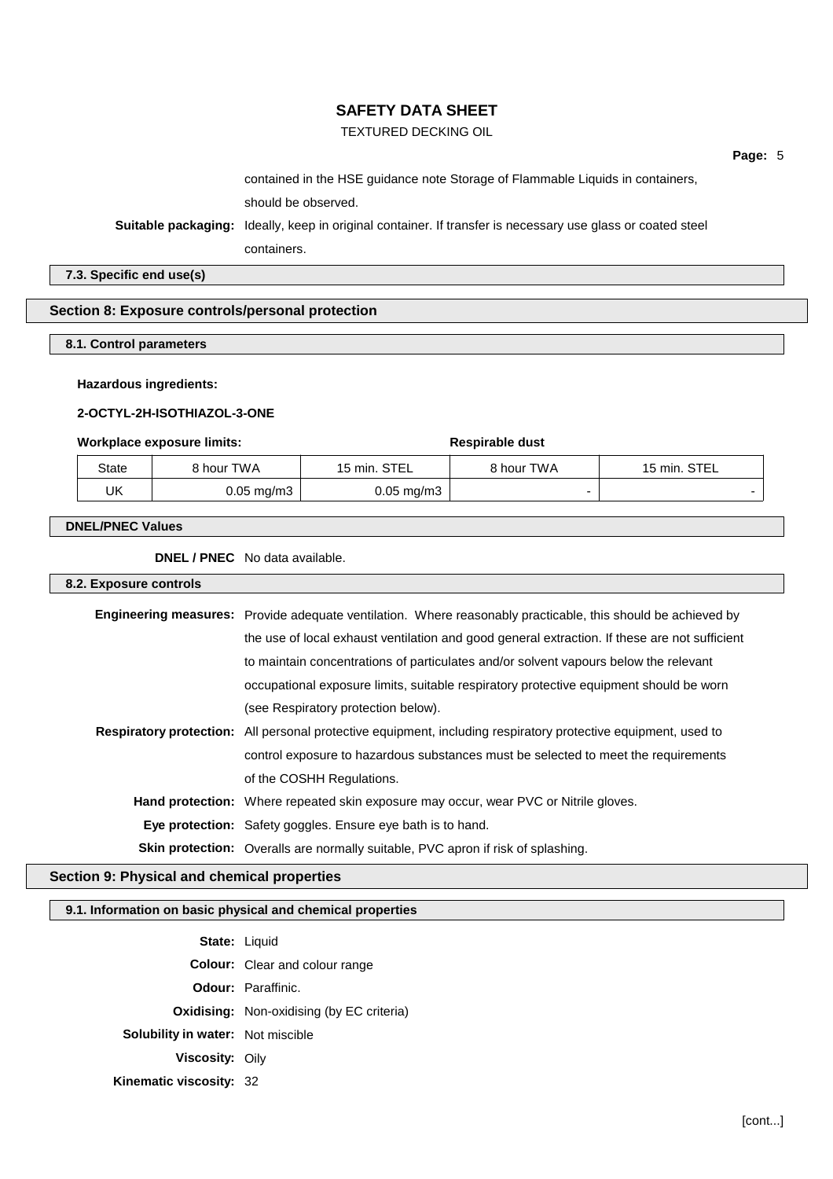contained in the HSE guidance note Storage of Flammable Liquids in containers, should be observed.

**Suitable packaging:** Ideally, keep in original container. If transfer is necessary use glass or coated steel containers.

**7.3. Specific end use(s)**

## Section 8: Exposure controls/personal protection

**8.1. Control parameters**

**Hazardous ingredients:**

**2-OCTYL-2H-ISOTHIAZOL-3-ONE**

| **Workplace exposure limits:** | | | **Respirable dust** | |
|---|---|---|---|---|
| State | 8 hour TWA | 15 min. STEL | 8 hour TWA | 15 min. STEL |
| UK | 0.05 mg/m3 | 0.05 mg/m3 | - | - |

**DNEL/PNEC Values**

**DNEL / PNEC** No data available.

**8.2. Exposure controls**

**Engineering measures:** Provide adequate ventilation. Where reasonably practicable, this should be achieved by the use of local exhaust ventilation and good general extraction. If these are not sufficient to maintain concentrations of particulates and/or solvent vapours below the relevant occupational exposure limits, suitable respiratory protective equipment should be worn (see Respiratory protection below).

**Respiratory protection:** All personal protective equipment, including respiratory protective equipment, used to control exposure to hazardous substances must be selected to meet the requirements of the COSHH Regulations.

**Hand protection:** Where repeated skin exposure may occur, wear PVC or Nitrile gloves.

**Eye protection:** Safety goggles. Ensure eye bath is to hand.

**Skin protection:** Overalls are normally suitable, PVC apron if risk of splashing.

## Section 9: Physical and chemical properties

**9.1. Information on basic physical and chemical properties**

**State:** Liquid

**Colour:** Clear and colour range

**Odour:** Paraffinic.

**Oxidising:** Non-oxidising (by EC criteria)

**Solubility in water:** Not miscible

**Viscosity:** Oily

**Kinematic viscosity:** 32

[cont...]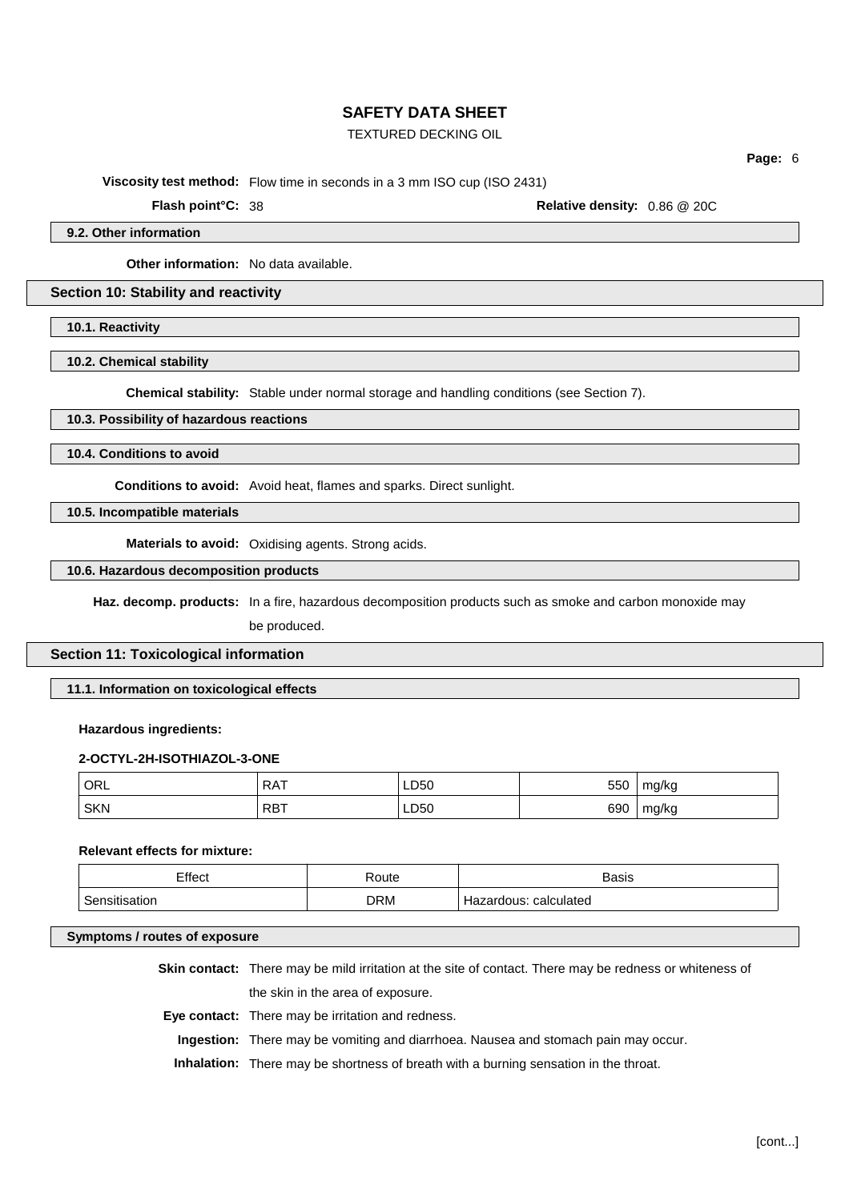**Viscosity test method:** Flow time in seconds in a 3 mm ISO cup (ISO 2431)

**Flash point°C:** 38 **Relative density:** 0.86 @ 20C

### 9.2. Other information

**Other information:** No data available.

## Section 10: Stability and reactivity

### 10.1. Reactivity

### 10.2. Chemical stability

**Chemical stability:** Stable under normal storage and handling conditions (see Section 7).

### 10.3. Possibility of hazardous reactions

### 10.4. Conditions to avoid

**Conditions to avoid:** Avoid heat, flames and sparks. Direct sunlight.

### 10.5. Incompatible materials

**Materials to avoid:** Oxidising agents. Strong acids.

### 10.6. Hazardous decomposition products

**Haz. decomp. products:** In a fire, hazardous decomposition products such as smoke and carbon monoxide may be produced.

## Section 11: Toxicological information

### 11.1. Information on toxicological effects

**Hazardous ingredients:**

**2-OCTYL-2H-ISOTHIAZOL-3-ONE**

| | | | | |
|---|---|---|---|---|
| ORL | RAT | LD50 | 550 | mg/kg |
| SKN | RBT | LD50 | 690 | mg/kg |

**Relevant effects for mixture:**

| Effect | Route | Basis |
|---|---|---|
| Sensitisation | DRM | Hazardous: calculated |

### Symptoms / routes of exposure

**Skin contact:** There may be mild irritation at the site of contact. There may be redness or whiteness of the skin in the area of exposure.

**Eye contact:** There may be irritation and redness.

**Ingestion:** There may be vomiting and diarrhoea. Nausea and stomach pain may occur.

**Inhalation:** There may be shortness of breath with a burning sensation in the throat.

[cont...]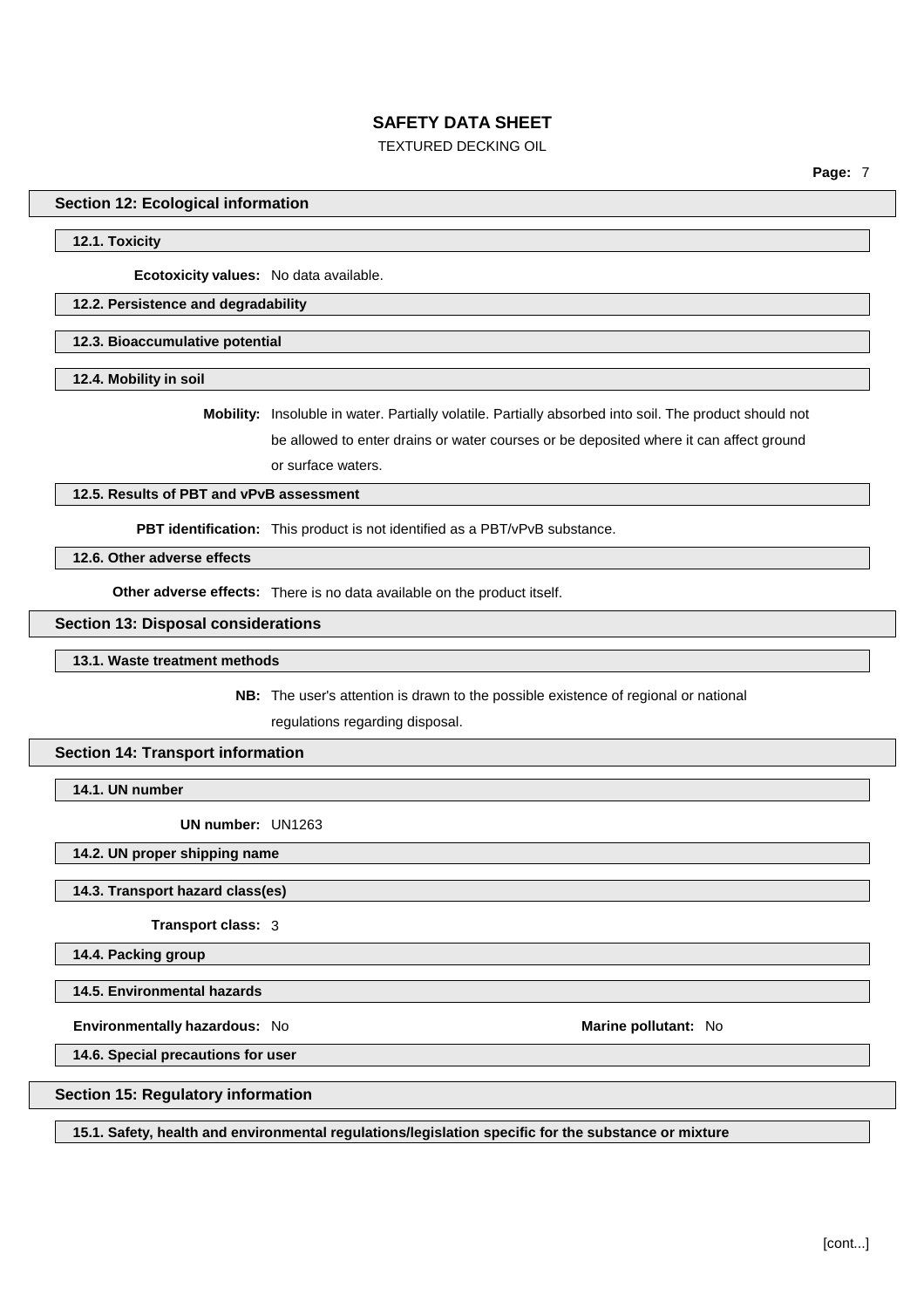## Section 12: Ecological information

### 12.1. Toxicity

**Ecotoxicity values:** No data available.

### 12.2. Persistence and degradability

### 12.3. Bioaccumulative potential

### 12.4. Mobility in soil

**Mobility:** Insoluble in water. Partially volatile. Partially absorbed into soil. The product should not be allowed to enter drains or water courses or be deposited where it can affect ground or surface waters.

### 12.5. Results of PBT and vPvB assessment

**PBT identification:** This product is not identified as a PBT/vPvB substance.

### 12.6. Other adverse effects

**Other adverse effects:** There is no data available on the product itself.

## Section 13: Disposal considerations

### 13.1. Waste treatment methods

**NB:** The user's attention is drawn to the possible existence of regional or national regulations regarding disposal.

## Section 14: Transport information

### 14.1. UN number

**UN number:** UN1263

### 14.2. UN proper shipping name

### 14.3. Transport hazard class(es)

**Transport class:** 3

### 14.4. Packing group

### 14.5. Environmental hazards

**Environmentally hazardous:** No **Marine pollutant:** No

### 14.6. Special precautions for user

## Section 15: Regulatory information

### 15.1. Safety, health and environmental regulations/legislation specific for the substance or mixture

[cont...]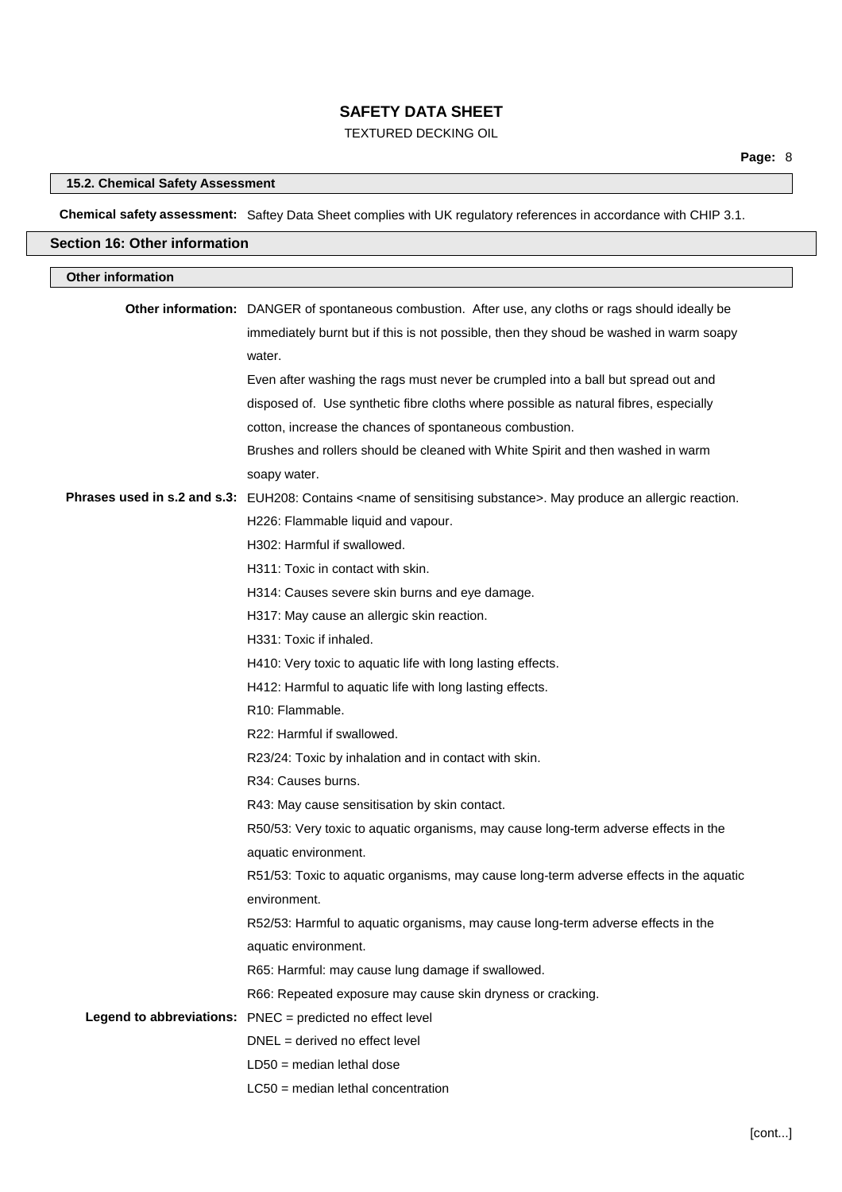### 15.2. Chemical Safety Assessment

**Chemical safety assessment:** Saftey Data Sheet complies with UK regulatory references in accordance with CHIP 3.1.

## Section 16: Other information

### Other information

**Other information:** DANGER of spontaneous combustion. After use, any cloths or rags should ideally be immediately burnt but if this is not possible, then they shoud be washed in warm soapy water.

Even after washing the rags must never be crumpled into a ball but spread out and disposed of. Use synthetic fibre cloths where possible as natural fibres, especially cotton, increase the chances of spontaneous combustion.

Brushes and rollers should be cleaned with White Spirit and then washed in warm soapy water.

**Phrases used in s.2 and s.3:** EUH208: Contains <name of sensitising substance>. May produce an allergic reaction.

H226: Flammable liquid and vapour.

H302: Harmful if swallowed.

H311: Toxic in contact with skin.

H314: Causes severe skin burns and eye damage.

H317: May cause an allergic skin reaction.

H331: Toxic if inhaled.

H410: Very toxic to aquatic life with long lasting effects.

H412: Harmful to aquatic life with long lasting effects.

R10: Flammable.

R22: Harmful if swallowed.

R23/24: Toxic by inhalation and in contact with skin.

R34: Causes burns.

R43: May cause sensitisation by skin contact.

R50/53: Very toxic to aquatic organisms, may cause long-term adverse effects in the aquatic environment.

R51/53: Toxic to aquatic organisms, may cause long-term adverse effects in the aquatic environment.

R52/53: Harmful to aquatic organisms, may cause long-term adverse effects in the aquatic environment.

R65: Harmful: may cause lung damage if swallowed.

R66: Repeated exposure may cause skin dryness or cracking.

**Legend to abbreviations:** PNEC = predicted no effect level

DNEL = derived no effect level

LD50 = median lethal dose

LC50 = median lethal concentration

[cont...]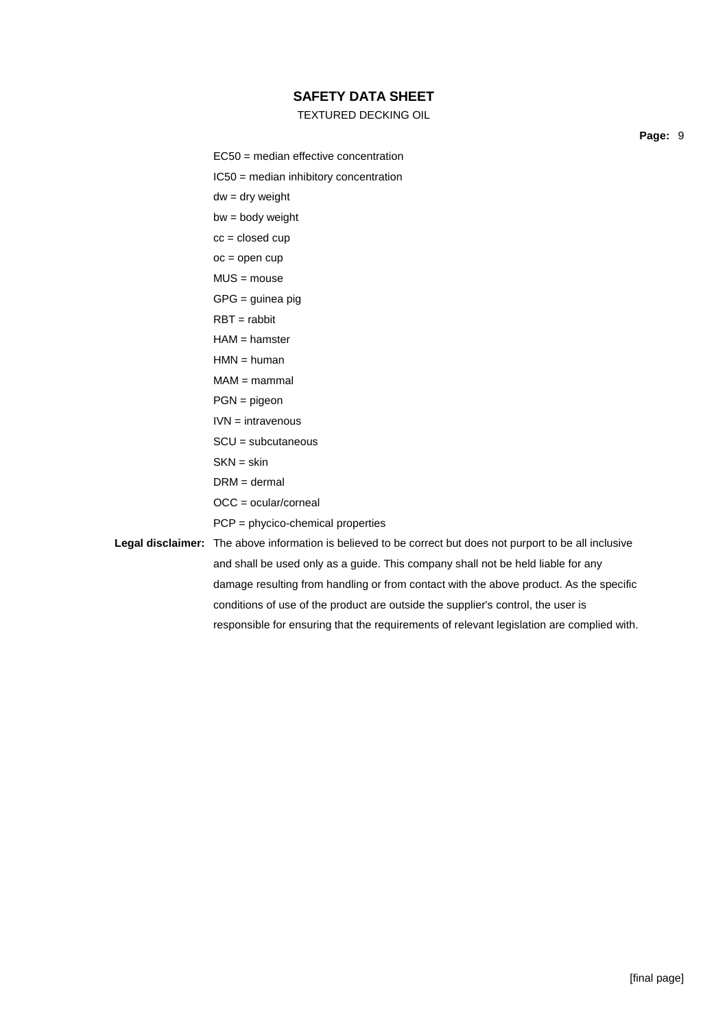EC50 = median effective concentration

IC50 = median inhibitory concentration

dw = dry weight

bw = body weight

cc = closed cup

oc = open cup

MUS = mouse

GPG = guinea pig

RBT = rabbit

HAM = hamster

HMN = human

MAM = mammal

PGN = pigeon

IVN = intravenous

SCU = subcutaneous

SKN = skin

DRM = dermal

OCC = ocular/corneal

PCP = phycico-chemical properties

**Legal disclaimer:** The above information is believed to be correct but does not purport to be all inclusive and shall be used only as a guide. This company shall not be held liable for any damage resulting from handling or from contact with the above product. As the specific conditions of use of the product are outside the supplier's control, the user is responsible for ensuring that the requirements of relevant legislation are complied with.

[final page]